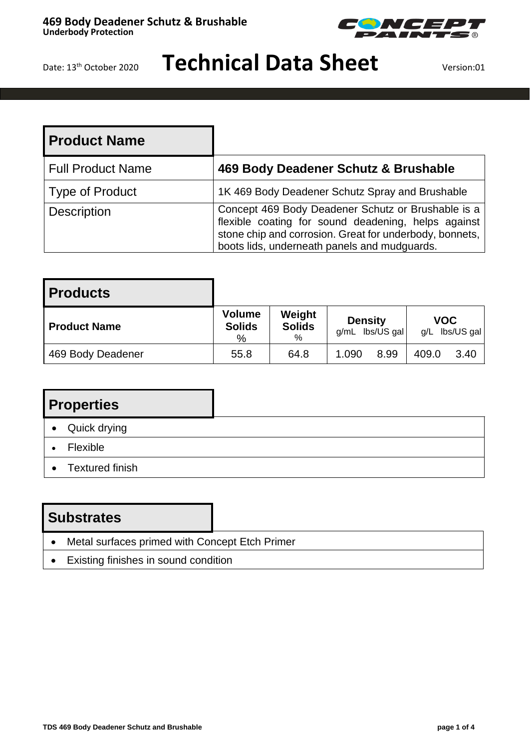# 469 Body Deadener Schutz & Brushable

**Underbody Protection**

Date: 13th October 2020

# Technical Data Sheet

Version:01

## Product Name

| | |
|---|---|
| Full Product Name | **469 Body Deadener Schutz & Brushable** |
| Type of Product | 1K 469 Body Deadener Schutz Spray and Brushable |
| Description | Concept 469 Body Deadener Schutz or Brushable is a flexible coating for sound deadening, helps against stone chip and corrosion. Great for underbody, bonnets, boots lids, underneath panels and mudguards. |

## Products

| **Product Name** | **Volume Solids** % | **Weight Solids** % | **Density** g/mL | lbs/US gal | **VOC** g/L | lbs/US gal |
|---|---|---|---|---|---|---|
| 469 Body Deadener | 55.8 | 64.8 | 1.090 | 8.99 | 409.0 | 3.40 |

## Properties

- Quick drying
- Flexible
- Textured finish

## Substrates

- Metal surfaces primed with Concept Etch Primer
- Existing finishes in sound condition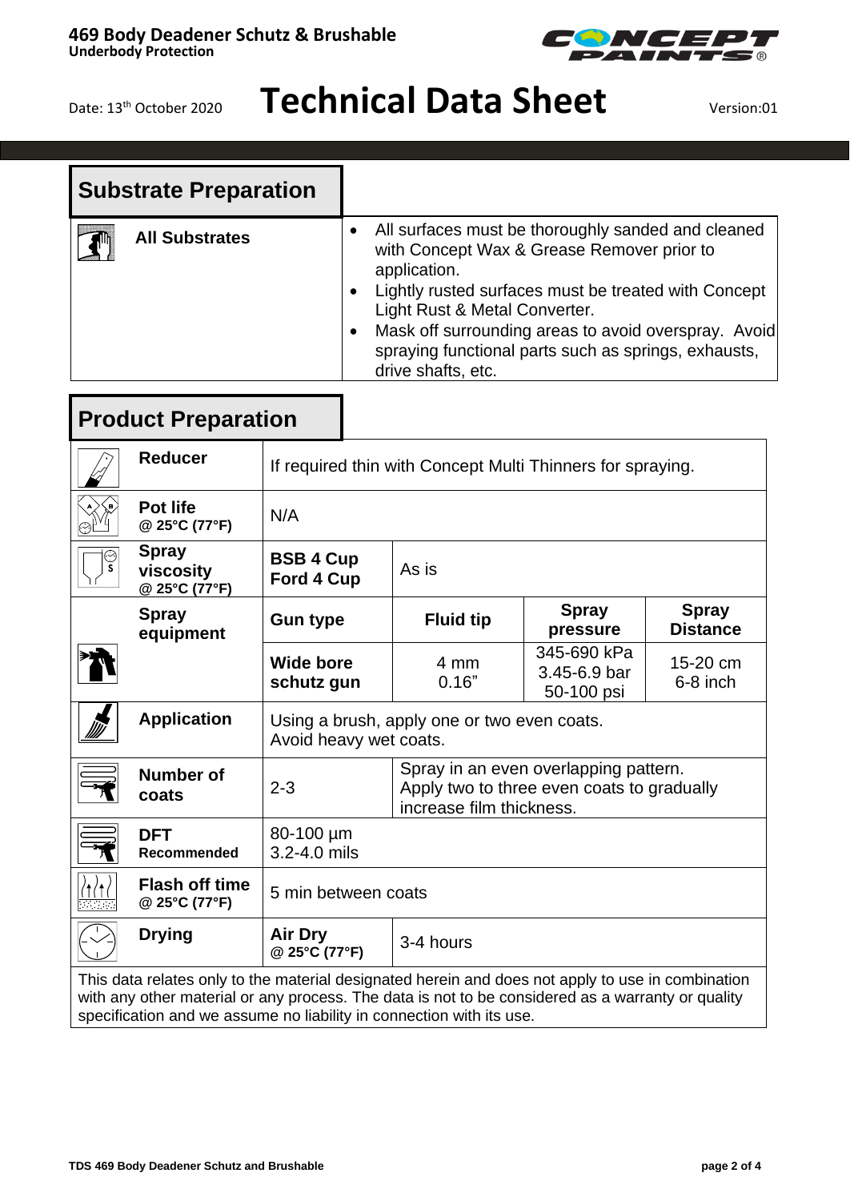# 469 Body Deadener Schutz & Brushable

**Underbody Protection**

Date: 13th October 2020

# Technical Data Sheet

Version:01

## Substrate Preparation

| | |
|---|---|
| **All Substrates** | • All surfaces must be thoroughly sanded and cleaned with Concept Wax & Grease Remover prior to application.<br>• Lightly rusted surfaces must be treated with Concept Light Rust & Metal Converter.<br>• Mask off surrounding areas to avoid overspray. Avoid spraying functional parts such as springs, exhausts, drive shafts, etc. |

## Product Preparation

| | | | | |
|---|---|---|---|---|
| **Reducer** | If required thin with Concept Multi Thinners for spraying. | | | |
| **Pot life** @ 25°C (77°F) | N/A | | | |
| **Spray viscosity** @ 25°C (77°F) | **BSB 4 Cup Ford 4 Cup** | As is | | |
| **Spray equipment** | **Gun type** | **Fluid tip** | **Spray pressure** | **Spray Distance** |
| | **Wide bore schutz gun** | 4 mm<br>0.16" | 345-690 kPa<br>3.45-6.9 bar<br>50-100 psi | 15-20 cm<br>6-8 inch |
| **Application** | Using a brush, apply one or two even coats.<br>Avoid heavy wet coats. | | | |
| **Number of coats** | 2-3 | Spray in an even overlapping pattern.<br>Apply two to three even coats to gradually increase film thickness. | | |
| **DFT** Recommended | 80-100 µm<br>3.2-4.0 mils | | | |
| **Flash off time** @ 25°C (77°F) | 5 min between coats | | | |
| **Drying** | **Air Dry** @ 25°C (77°F) | 3-4 hours | | |

This data relates only to the material designated herein and does not apply to use in combination with any other material or any process. The data is not to be considered as a warranty or quality specification and we assume no liability in connection with its use.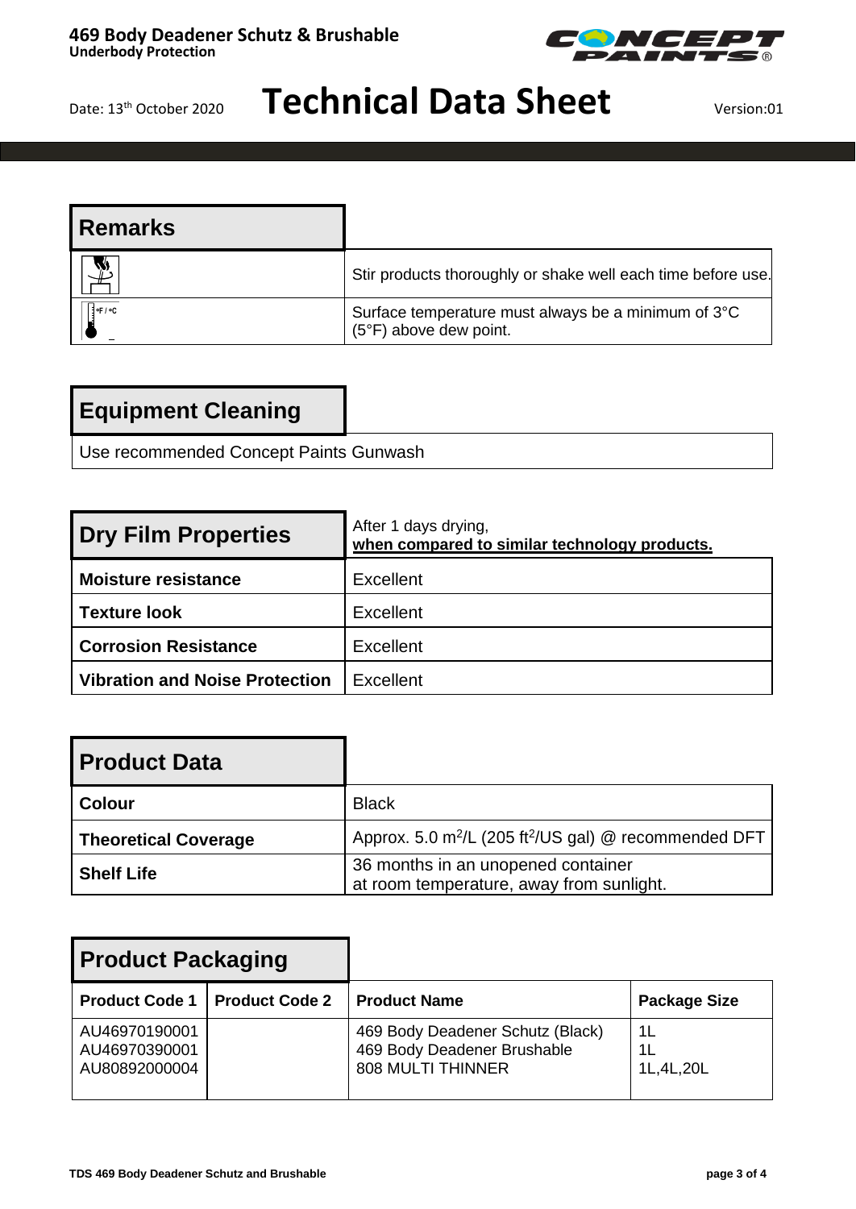# 469 Body Deadener Schutz & Brushable
**Underbody Protection**

Date: 13th October 2020

# Technical Data Sheet

Version:01

## Remarks

| | |
|---|---|
| | Stir products thoroughly or shake well each time before use. |
| °F / °C | Surface temperature must always be a minimum of 3°C (5°F) above dew point. |

## Equipment Cleaning

Use recommended Concept Paints Gunwash

## Dry Film Properties

After 1 days drying, **when compared to similar technology products.**

| | |
|---|---|
| **Moisture resistance** | Excellent |
| **Texture look** | Excellent |
| **Corrosion Resistance** | Excellent |
| **Vibration and Noise Protection** | Excellent |

## Product Data

| | |
|---|---|
| **Colour** | Black |
| **Theoretical Coverage** | Approx. 5.0 $m^2$/L (205 $ft^2$/US gal) @ recommended DFT |
| **Shelf Life** | 36 months in an unopened container at room temperature, away from sunlight. |

## Product Packaging

| Product Code 1 | Product Code 2 | Product Name | Package Size |
|---|---|---|---|
| AU46970190001 | | 469 Body Deadener Schutz (Black) | 1L |
| AU46970390001 | | 469 Body Deadener Brushable | 1L |
| AU80892000004 | | 808 MULTI THINNER | 1L,4L,20L |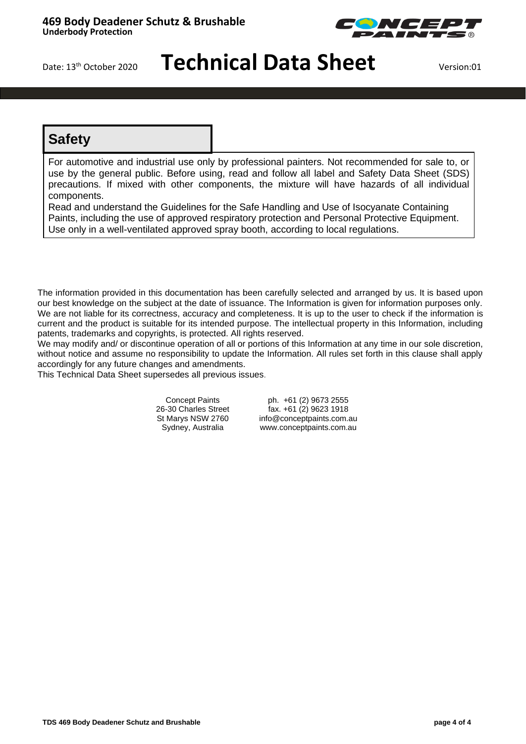## Safety

For automotive and industrial use only by professional painters. Not recommended for sale to, or use by the general public. Before using, read and follow all label and Safety Data Sheet (SDS) precautions. If mixed with other components, the mixture will have hazards of all individual components.
Read and understand the Guidelines for the Safe Handling and Use of Isocyanate Containing Paints, including the use of approved respiratory protection and Personal Protective Equipment.
Use only in a well-ventilated approved spray booth, according to local regulations.

The information provided in this documentation has been carefully selected and arranged by us. It is based upon our best knowledge on the subject at the date of issuance. The Information is given for information purposes only. We are not liable for its correctness, accuracy and completeness. It is up to the user to check if the information is current and the product is suitable for its intended purpose. The intellectual property in this Information, including patents, trademarks and copyrights, is protected. All rights reserved.
We may modify and/ or discontinue operation of all or portions of this Information at any time in our sole discretion, without notice and assume no responsibility to update the Information. All rules set forth in this clause shall apply accordingly for any future changes and amendments.
This Technical Data Sheet supersedes all previous issues.

Concept Paints
26-30 Charles Street
St Marys NSW 2760
Sydney, Australia

ph. +61 (2) 9673 2555
fax. +61 (2) 9623 1918
info@conceptpaints.com.au
www.conceptpaints.com.au